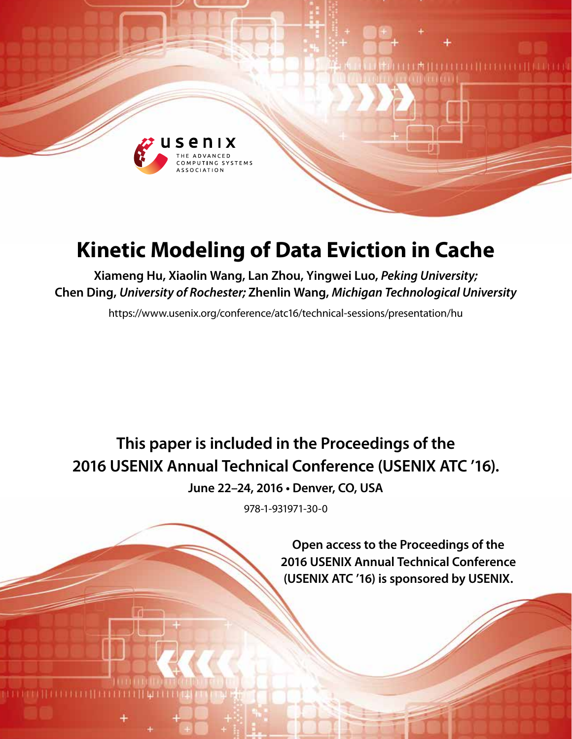# Kinetic Modeling of Data Eviction in Cache

**Xiameng Hu, Xiaolin Wang, Lan Zhou, Yingwei Luo,** ***Peking University;*** **Chen Ding,** ***University of Rochester;*** **Zhenlin Wang,** ***Michigan Technological University***

https://www.usenix.org/conference/atc16/technical-sessions/presentation/hu

**This paper is included in the Proceedings of the 2016 USENIX Annual Technical Conference (USENIX ATC '16).**

**June 22–24, 2016 • Denver, CO, USA**

978-1-931971-30-0

**Open access to the Proceedings of the 2016 USENIX Annual Technical Conference (USENIX ATC '16) is sponsored by USENIX.**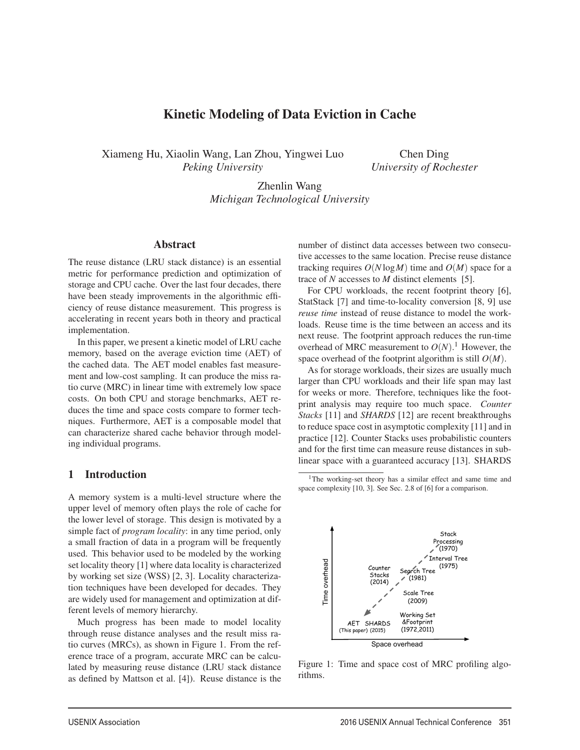# Kinetic Modeling of Data Eviction in Cache

Xiameng Hu, Xiaolin Wang, Lan Zhou, Yingwei Luo
*Peking University*

Chen Ding
*University of Rochester*

Zhenlin Wang
*Michigan Technological University*

## Abstract

The reuse distance (LRU stack distance) is an essential metric for performance prediction and optimization of storage and CPU cache. Over the last four decades, there have been steady improvements in the algorithmic efficiency of reuse distance measurement. This progress is accelerating in recent years both in theory and practical implementation.

In this paper, we present a kinetic model of LRU cache memory, based on the average eviction time (AET) of the cached data. The AET model enables fast measurement and low-cost sampling. It can produce the miss ratio curve (MRC) in linear time with extremely low space costs. On both CPU and storage benchmarks, AET reduces the time and space costs compare to former techniques. Furthermore, AET is a composable model that can characterize shared cache behavior through modeling individual programs.

## 1 Introduction

A memory system is a multi-level structure where the upper level of memory often plays the role of cache for the lower level of storage. This design is motivated by a simple fact of *program locality*: in any time period, only a small fraction of data in a program will be frequently used. This behavior used to be modeled by the working set locality theory [1] where data locality is characterized by working set size (WSS) [2, 3]. Locality characterization techniques have been developed for decades. They are widely used for management and optimization at different levels of memory hierarchy.

Much progress has been made to model locality through reuse distance analyses and the result miss ratio curves (MRCs), as shown in Figure 1. From the reference trace of a program, accurate MRC can be calculated by measuring reuse distance (LRU stack distance as defined by Mattson et al. [4]). Reuse distance is the number of distinct data accesses between two consecutive accesses to the same location. Precise reuse distance tracking requires $O(N \log M)$ time and $O(M)$ space for a trace of $N$ accesses to $M$ distinct elements [5].

For CPU workloads, the recent footprint theory [6], StatStack [7] and time-to-locality conversion [8, 9] use *reuse time* instead of reuse distance to model the workloads. Reuse time is the time between an access and its next reuse. The footprint approach reduces the run-time overhead of MRC measurement to $O(N)$.[1] However, the space overhead of the footprint algorithm is still $O(M)$.

As for storage workloads, their sizes are usually much larger than CPU workloads and their life span may last for weeks or more. Therefore, techniques like the footprint analysis may require too much space. *Counter Stacks* [11] and *SHARDS* [12] are recent breakthroughs to reduce space cost in asymptotic complexity [11] and in practice [12]. Counter Stacks uses probabilistic counters and for the first time can measure reuse distances in sublinear space with a guaranteed accuracy [13]. SHARDS

[1] The working-set theory has a similar effect and same time and space complexity [10, 3]. See Sec. 2.8 of [6] for a comparison.

Figure 1: Time and space cost of MRC profiling algorithms.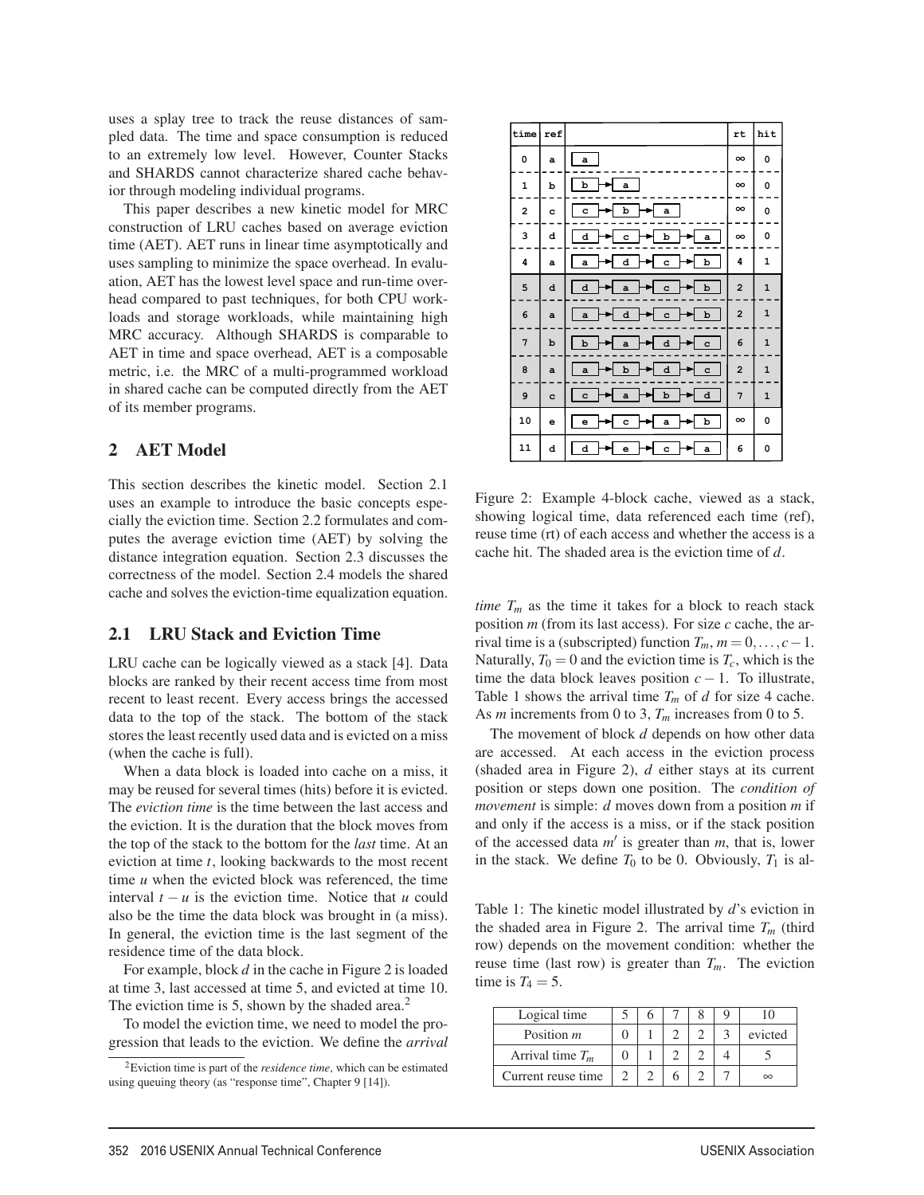uses a splay tree to track the reuse distances of sampled data. The time and space consumption is reduced to an extremely low level. However, Counter Stacks and SHARDS cannot characterize shared cache behavior through modeling individual programs.

This paper describes a new kinetic model for MRC construction of LRU caches based on average eviction time (AET). AET runs in linear time asymptotically and uses sampling to minimize the space overhead. In evaluation, AET has the lowest level space and run-time overhead compared to past techniques, for both CPU workloads and storage workloads, while maintaining high MRC accuracy. Although SHARDS is comparable to AET in time and space overhead, AET is a composable metric, i.e. the MRC of a multi-programmed workload in shared cache can be computed directly from the AET of its member programs.

## 2 AET Model

This section describes the kinetic model. Section 2.1 uses an example to introduce the basic concepts especially the eviction time. Section 2.2 formulates and computes the average eviction time (AET) by solving the distance integration equation. Section 2.3 discusses the correctness of the model. Section 2.4 models the shared cache and solves the eviction-time equalization equation.

### 2.1 LRU Stack and Eviction Time

LRU cache can be logically viewed as a stack [4]. Data blocks are ranked by their recent access time from most recent to least recent. Every access brings the accessed data to the top of the stack. The bottom of the stack stores the least recently used data and is evicted on a miss (when the cache is full).

When a data block is loaded into cache on a miss, it may be reused for several times (hits) before it is evicted. The *eviction time* is the time between the last access and the eviction. It is the duration that the block moves from the top of the stack to the bottom for the *last* time. At an eviction at time $t$, looking backwards to the most recent time $u$ when the evicted block was referenced, the time interval $t-u$ is the eviction time. Notice that $u$ could also be the time the data block was brought in (a miss). In general, the eviction time is the last segment of the residence time of the data block.

For example, block $d$ in the cache in Figure 2 is loaded at time 3, last accessed at time 5, and evicted at time 10. The eviction time is 5, shown by the shaded area.[2]

| time | ref | | rt | hit |
|---|---|---|---|---|
| 0 | a | a | ∞ | 0 |
| 1 | b | b → a | ∞ | 0 |
| 2 | c | c → b → a | ∞ | 0 |
| 3 | d | d → c → b → a | ∞ | 0 |
| 4 | a | a → d → c → b | 4 | 1 |
| 5 | d | d → a → c → b | 2 | 1 |
| 6 | a | a → d → c → b | 2 | 1 |
| 7 | b | b → a → d → c | 6 | 1 |
| 8 | a | a → b → d → c | 2 | 1 |
| 9 | c | c → a → b → d | 7 | 1 |
| 10 | e | e → c → a → b | ∞ | 0 |
| 11 | d | d → e → c → a | 6 | 0 |

Figure 2: Example 4-block cache, viewed as a stack, showing logical time, data referenced each time (ref), reuse time (rt) of each access and whether the access is a cache hit. The shaded area is the eviction time of $d$.

To model the eviction time, we need to model the progression that leads to the eviction. We define the *arrival time* $T_m$ as the time it takes for a block to reach stack position $m$ (from its last access). For size $c$ cache, the arrival time is a (subscripted) function $T_m, m = 0, \ldots, c-1$. Naturally, $T_0 = 0$ and the eviction time is $T_c$, which is the time the data block leaves position $c-1$. To illustrate, Table 1 shows the arrival time $T_m$ of $d$ for size 4 cache. As $m$ increments from 0 to 3, $T_m$ increases from 0 to 5.

The movement of block $d$ depends on how other data are accessed. At each access in the eviction process (shaded area in Figure 2), $d$ either stays at its current position or steps down one position. The *condition of movement* is simple: $d$ moves down from a position $m$ if and only if the access is a miss, or if the stack position of the accessed data $m'$ is greater than $m$, that is, lower in the stack. We define $T_0$ to be 0. Obviously, $T_1$ is al-

Table 1: The kinetic model illustrated by $d$'s eviction in the shaded area in Figure 2. The arrival time $T_m$ (third row) depends on the movement condition: whether the reuse time (last row) is greater than $T_m$. The eviction time is $T_4 = 5$.

| Logical time | 5 | 6 | 7 | 8 | 9 | 10 |
|---|---|---|---|---|---|---|
| Position $m$ | 0 | 1 | 2 | 2 | 3 | evicted |
| Arrival time $T_m$ | 0 | 1 | 2 | 2 | 4 | 5 |
| Current reuse time | 2 | 2 | 6 | 2 | 7 | ∞ |

[2] Eviction time is part of the *residence time*, which can be estimated using queuing theory (as "response time", Chapter 9 [14]).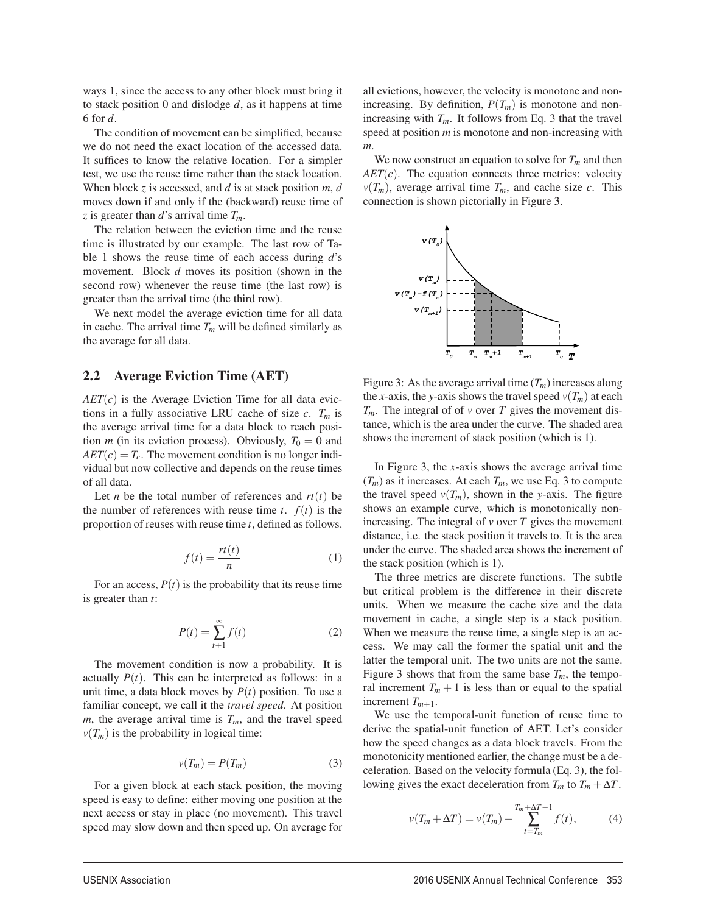ways 1, since the access to any other block must bring it to stack position 0 and dislodge $d$, as it happens at time 6 for $d$.

The condition of movement can be simplified, because we do not need the exact location of the accessed data. It suffices to know the relative location. For a simpler test, we use the reuse time rather than the stack location. When block $z$ is accessed, and $d$ is at stack position $m$, $d$ moves down if and only if the (backward) reuse time of $z$ is greater than $d$'s arrival time $T_m$.

The relation between the eviction time and the reuse time is illustrated by our example. The last row of Table 1 shows the reuse time of each access during $d$'s movement. Block $d$ moves its position (shown in the second row) whenever the reuse time (the last row) is greater than the arrival time (the third row).

We next model the average eviction time for all data in cache. The arrival time $T_m$ will be defined similarly as the average for all data.

## 2.2 Average Eviction Time (AET)

$AET(c)$ is the Average Eviction Time for all data evictions in a fully associative LRU cache of size $c$. $T_m$ is the average arrival time for a data block to reach position $m$ (in its eviction process). Obviously, $T_0 = 0$ and $AET(c) = T_c$. The movement condition is no longer individual but now collective and depends on the reuse times of all data.

Let $n$ be the total number of references and $rt(t)$ be the number of references with reuse time $t$. $f(t)$ is the proportion of reuses with reuse time $t$, defined as follows.

$$f(t) = \frac{rt(t)}{n} \tag{1}$$

For an access, $P(t)$ is the probability that its reuse time is greater than $t$:

$$P(t) = \sum_{t+1}^{\infty} f(t) \tag{2}$$

The movement condition is now a probability. It is actually $P(t)$. This can be interpreted as follows: in a unit time, a data block moves by $P(t)$ position. To use a familiar concept, we call it the *travel speed*. At position $m$, the average arrival time is $T_m$, and the travel speed $v(T_m)$ is the probability in logical time:

$$v(T_m) = P(T_m) \tag{3}$$

For a given block at each stack position, the moving speed is easy to define: either moving one position at the next access or stay in place (no movement). This travel speed may slow down and then speed up. On average for all evictions, however, the velocity is monotone and non-increasing. By definition, $P(T_m)$ is monotone and non-increasing with $T_m$. It follows from Eq. 3 that the travel speed at position $m$ is monotone and non-increasing with $m$.

We now construct an equation to solve for $T_m$ and then $AET(c)$. The equation connects three metrics: velocity $v(T_m)$, average arrival time $T_m$, and cache size $c$. This connection is shown pictorially in Figure 3.

Figure 3: As the average arrival time ($T_m$) increases along the $x$-axis, the $y$-axis shows the travel speed $v(T_m)$ at each $T_m$. The integral of of $v$ over $T$ gives the movement distance, which is the area under the curve. The shaded area shows the increment of stack position (which is 1).

In Figure 3, the $x$-axis shows the average arrival time ($T_m$) as it increases. At each $T_m$, we use Eq. 3 to compute the travel speed $v(T_m)$, shown in the $y$-axis. The figure shows an example curve, which is monotonically non-increasing. The integral of $v$ over $T$ gives the movement distance, i.e. the stack position it travels to. It is the area under the curve. The shaded area shows the increment of the stack position (which is 1).

The three metrics are discrete functions. The subtle but critical problem is the difference in their discrete units. When we measure the cache size and the data movement in cache, a single step is a stack position. When we measure the reuse time, a single step is an access. We may call the former the spatial unit and the latter the temporal unit. The two units are not the same. Figure 3 shows that from the same base $T_m$, the temporal increment $T_m + 1$ is less than or equal to the spatial increment $T_{m+1}$.

We use the temporal-unit function of reuse time to derive the spatial-unit function of AET. Let's consider how the speed changes as a data block travels. From the monotonicity mentioned earlier, the change must be a deceleration. Based on the velocity formula (Eq. 3), the following gives the exact deceleration from $T_m$ to $T_m + \Delta T$.

$$v(T_m + \Delta T) = v(T_m) - \sum_{t=T_m}^{T_m+\Delta T-1} f(t), \tag{4}$$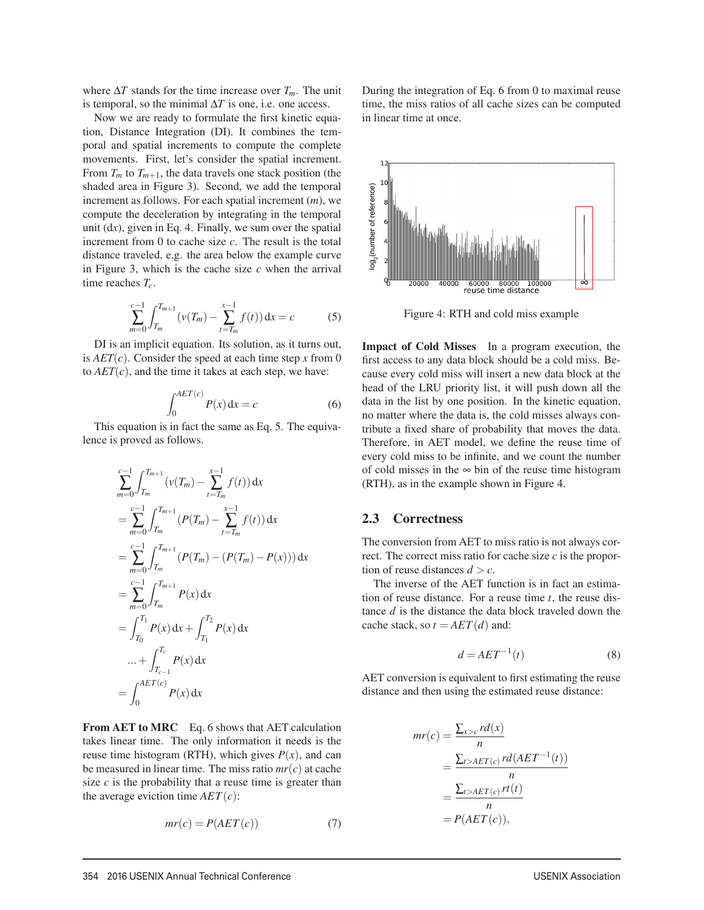where $\Delta T$ stands for the time increase over $T_m$. The unit is temporal, so the minimal $\Delta T$ is one, i.e. one access.

Now we are ready to formulate the first kinetic equation, Distance Integration (DI). It combines the temporal and spatial increments to compute the complete movements. First, let's consider the spatial increment. From $T_m$ to $T_{m+1}$, the data travels one stack position (the shaded area in Figure 3). Second, we add the temporal increment as follows. For each spatial increment ($m$), we compute the deceleration by integrating in the temporal unit ($dx$), given in Eq. 4. Finally, we sum over the spatial increment from 0 to cache size $c$. The result is the total distance traveled, e.g. the area below the example curve in Figure 3, which is the cache size $c$ when the arrival time reaches $T_c$.

$$\sum_{m=0}^{c-1} \int_{T_m}^{T_{m+1}} (v(T_m) - \sum_{t=T_m}^{x-1} f(t)) \, dx = c \tag{5}$$

DI is an implicit equation. Its solution, as it turns out, is $AET(c)$. Consider the speed at each time step $x$ from 0 to $AET(c)$, and the time it takes at each step, we have:

$$\int_{0}^{AET(c)} P(x) \, dx = c \tag{6}$$

This equation is in fact the same as Eq. 5. The equivalence is proved as follows.

$$\begin{aligned}
&\sum_{m=0}^{c-1} \int_{T_m}^{T_{m+1}} (v(T_m) - \sum_{t=T_m}^{x-1} f(t)) \, dx \\
&= \sum_{m=0}^{c-1} \int_{T_m}^{T_{m+1}} (P(T_m) - \sum_{t=T_m}^{x-1} f(t)) \, dx \\
&= \sum_{m=0}^{c-1} \int_{T_m}^{T_{m+1}} (P(T_m) - (P(T_m) - P(x))) \, dx \\
&= \sum_{m=0}^{c-1} \int_{T_m}^{T_{m+1}} P(x) \, dx \\
&= \int_{T_0}^{T_1} P(x) \, dx + \int_{T_1}^{T_2} P(x) \, dx \\
&\quad ... + \int_{T_{c-1}}^{T_c} P(x) \, dx \\
&= \int_{0}^{AET(c)} P(x) \, dx
\end{aligned}$$

**From AET to MRC** Eq. 6 shows that AET calculation takes linear time. The only information it needs is the reuse time histogram (RTH), which gives $P(x)$, and can be measured in linear time. The miss ratio $mr(c)$ at cache size $c$ is the probability that a reuse time is greater than the average eviction time $AET(c)$:

$$mr(c) = P(AET(c)) \tag{7}$$

During the integration of Eq. 6 from 0 to maximal reuse time, the miss ratios of all cache sizes can be computed in linear time at once.

Figure 4: RTH and cold miss example

**Impact of Cold Misses** In a program execution, the first access to any data block should be a cold miss. Because every cold miss will insert a new data block at the head of the LRU priority list, it will push down all the data in the list by one position. In the kinetic equation, no matter where the data is, the cold misses always contribute a fixed share of probability that moves the data. Therefore, in AET model, we define the reuse time of every cold miss to be infinite, and we count the number of cold misses in the $\infty$ bin of the reuse time histogram (RTH), as in the example shown in Figure 4.

## 2.3 Correctness

The conversion from AET to miss ratio is not always correct. The correct miss ratio for cache size $c$ is the proportion of reuse distances $d > c$.

The inverse of the AET function is in fact an estimation of reuse distance. For a reuse time $t$, the reuse distance $d$ is the distance the data block traveled down the cache stack, so $t = AET(d)$ and:

$$d = AET^{-1}(t) \tag{8}$$

AET conversion is equivalent to first estimating the reuse distance and then using the estimated reuse distance:

$$\begin{aligned}
mr(c) &= \frac{\sum_{x>c} rd(x)}{n} \\
&= \frac{\sum_{t>AET(c)} rd(AET^{-1}(t))}{n} \\
&= \frac{\sum_{t>AET(c)} rt(t)}{n} \\
&= P(AET(c)),
\end{aligned}$$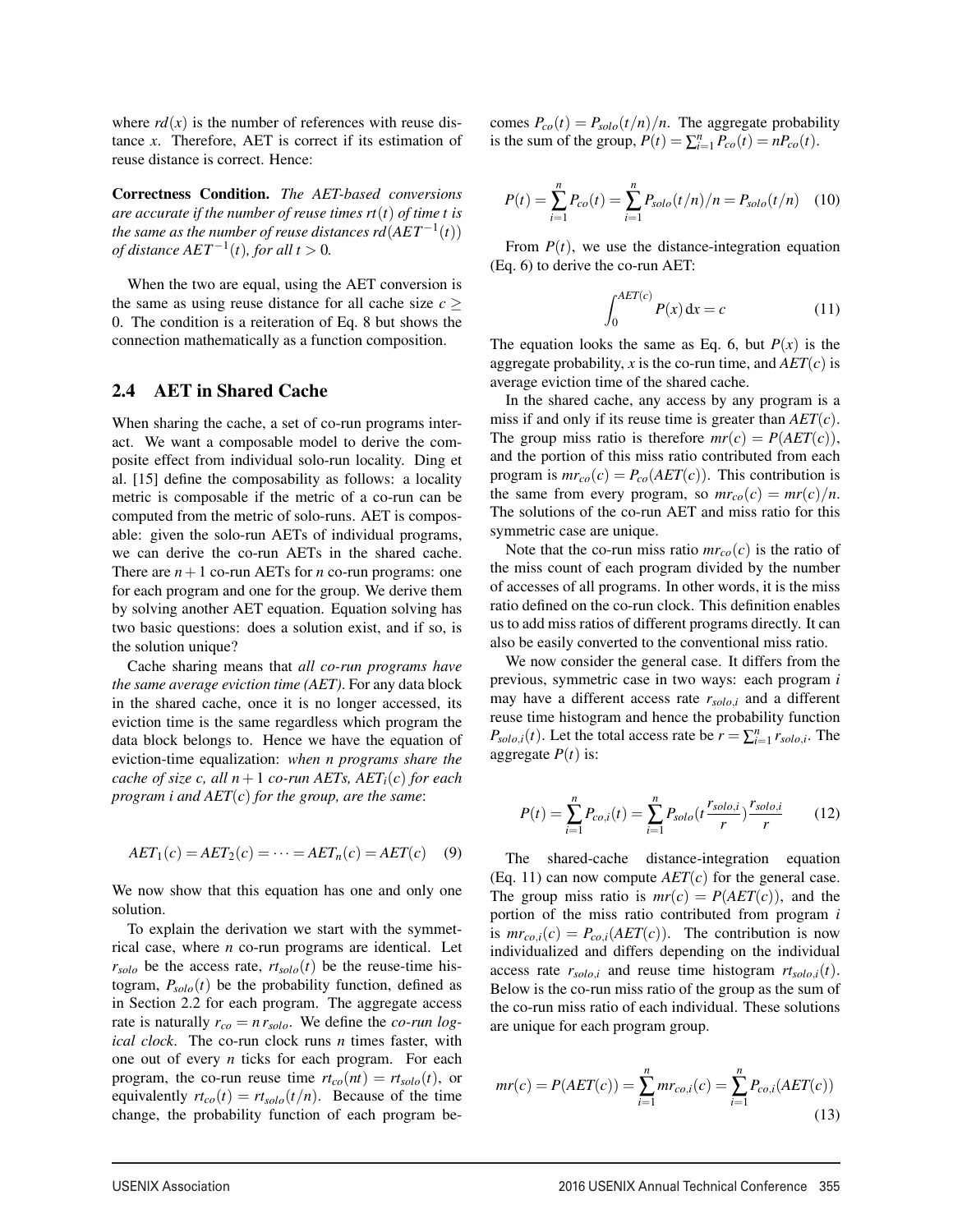where $rd(x)$ is the number of references with reuse distance $x$. Therefore, AET is correct if its estimation of reuse distance is correct. Hence:

**Correctness Condition.** *The AET-based conversions are accurate if the number of reuse times $rt(t)$ of time $t$ is the same as the number of reuse distances $rd(AET^{-1}(t))$ of distance $AET^{-1}(t)$, for all $t > 0$.*

When the two are equal, using the AET conversion is the same as using reuse distance for all cache size $c \geq 0$. The condition is a reiteration of Eq. 8 but shows the connection mathematically as a function composition.

## 2.4 AET in Shared Cache

When sharing the cache, a set of co-run programs interact. We want a composable model to derive the composite effect from individual solo-run locality. Ding et al. [15] define the composability as follows: a locality metric is composable if the metric of a co-run can be computed from the metric of solo-runs. AET is composable: given the solo-run AETs of individual programs, we can derive the co-run AETs in the shared cache. There are $n+1$ co-run AETs for $n$ co-run programs: one for each program and one for the group. We derive them by solving another AET equation. Equation solving has two basic questions: does a solution exist, and if so, is the solution unique?

Cache sharing means that *all co-run programs have the same average eviction time (AET)*. For any data block in the shared cache, once it is no longer accessed, its eviction time is the same regardless which program the data block belongs to. Hence we have the equation of eviction-time equalization: *when n programs share the cache of size c, all $n+1$ co-run AETs, $AET_i(c)$ for each program i and $AET(c)$ for the group, are the same*:

$$AET_1(c) = AET_2(c) = \cdots = AET_n(c) = AET(c) \quad (9)$$

We now show that this equation has one and only one solution.

To explain the derivation we start with the symmetrical case, where $n$ co-run programs are identical. Let $r_{solo}$ be the access rate, $rt_{solo}(t)$ be the reuse-time histogram, $P_{solo}(t)$ be the probability function, defined as in Section 2.2 for each program. The aggregate access rate is naturally $r_{co} = n\, r_{solo}$. We define the *co-run logical clock*. The co-run clock runs $n$ times faster, with one out of every $n$ ticks for each program. For each program, the co-run reuse time $rt_{co}(nt) = rt_{solo}(t)$, or equivalently $rt_{co}(t) = rt_{solo}(t/n)$. Because of the time change, the probability function of each program becomes $P_{co}(t) = P_{solo}(t/n)/n$. The aggregate probability is the sum of the group, $P(t) = \sum_{i=1}^{n} P_{co}(t) = nP_{co}(t)$.

$$P(t) = \sum_{i=1}^{n} P_{co}(t) = \sum_{i=1}^{n} P_{solo}(t/n)/n = P_{solo}(t/n) \quad (10)$$

From $P(t)$, we use the distance-integration equation (Eq. 6) to derive the co-run AET:

$$\int_{0}^{AET(c)} P(x)\, \mathrm{d}x = c \quad (11)$$

The equation looks the same as Eq. 6, but $P(x)$ is the aggregate probability, $x$ is the co-run time, and $AET(c)$ is average eviction time of the shared cache.

In the shared cache, any access by any program is a miss if and only if its reuse time is greater than $AET(c)$. The group miss ratio is therefore $mr(c) = P(AET(c))$, and the portion of this miss ratio contributed from each program is $mr_{co}(c) = P_{co}(AET(c))$. This contribution is the same from every program, so $mr_{co}(c) = mr(c)/n$. The solutions of the co-run AET and miss ratio for this symmetric case are unique.

Note that the co-run miss ratio $mr_{co}(c)$ is the ratio of the miss count of each program divided by the number of accesses of all programs. In other words, it is the miss ratio defined on the co-run clock. This definition enables us to add miss ratios of different programs directly. It can also be easily converted to the conventional miss ratio.

We now consider the general case. It differs from the previous, symmetric case in two ways: each program $i$ may have a different access rate $r_{solo,i}$ and a different reuse time histogram and hence the probability function $P_{solo,i}(t)$. Let the total access rate be $r = \sum_{i=1}^{n} r_{solo,i}$. The aggregate $P(t)$ is:

$$P(t) = \sum_{i=1}^{n} P_{co,i}(t) = \sum_{i=1}^{n} P_{solo}\left(t\frac{r_{solo,i}}{r}\right)\frac{r_{solo,i}}{r} \quad (12)$$

The shared-cache distance-integration equation (Eq. 11) can now compute $AET(c)$ for the general case. The group miss ratio is $mr(c) = P(AET(c))$, and the portion of the miss ratio contributed from program $i$ is $mr_{co,i}(c) = P_{co,i}(AET(c))$. The contribution is now individualized and differs depending on the individual access rate $r_{solo,i}$ and reuse time histogram $rt_{solo,i}(t)$. Below is the co-run miss ratio of the group as the sum of the co-run miss ratio of each individual. These solutions are unique for each program group.

$$mr(c) = P(AET(c)) = \sum_{i=1}^{n} mr_{co,i}(c) = \sum_{i=1}^{n} P_{co,i}(AET(c)) \quad (13)$$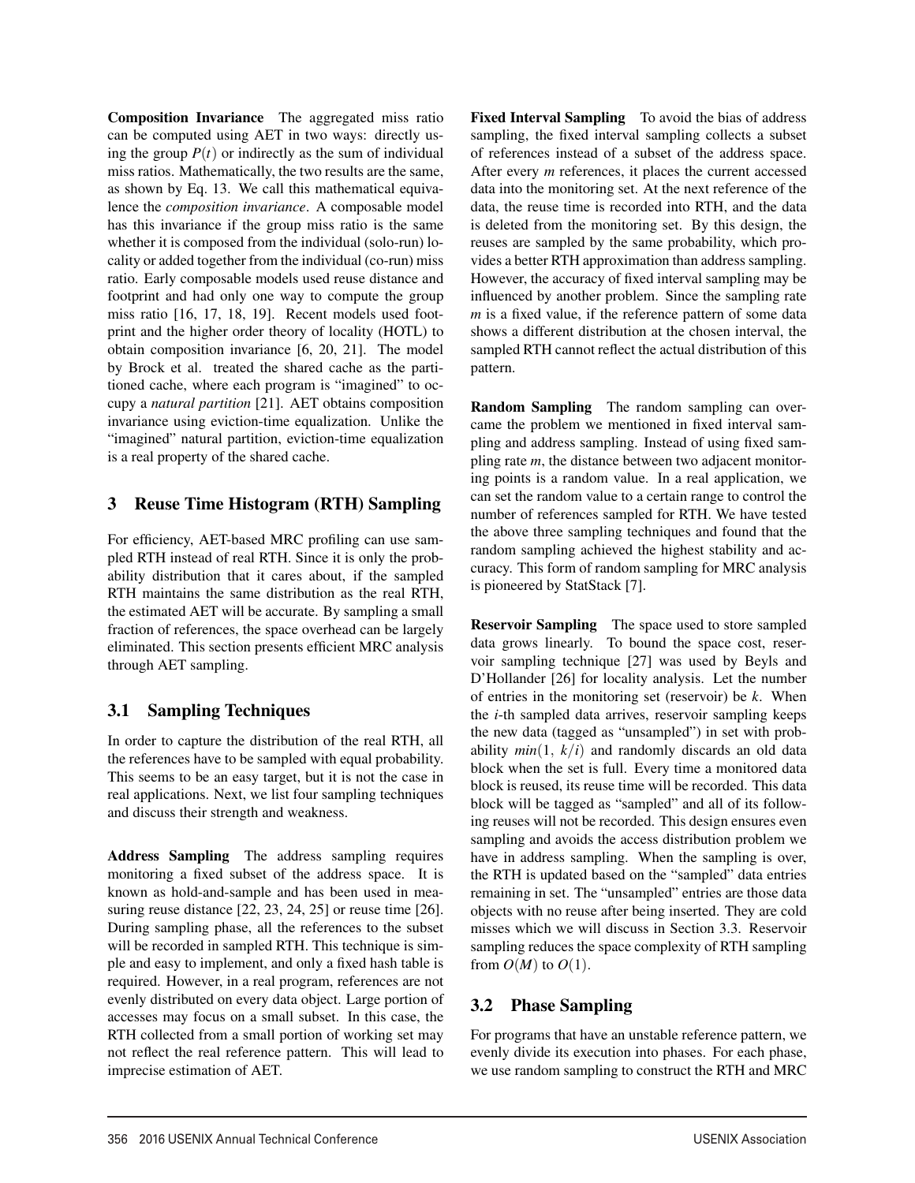**Composition Invariance** The aggregated miss ratio can be computed using AET in two ways: directly using the group $P(t)$ or indirectly as the sum of individual miss ratios. Mathematically, the two results are the same, as shown by Eq. 13. We call this mathematical equivalence the *composition invariance*. A composable model has this invariance if the group miss ratio is the same whether it is composed from the individual (solo-run) locality or added together from the individual (co-run) miss ratio. Early composable models used reuse distance and footprint and had only one way to compute the group miss ratio [16, 17, 18, 19]. Recent models used footprint and the higher order theory of locality (HOTL) to obtain composition invariance [6, 20, 21]. The model by Brock et al. treated the shared cache as the partitioned cache, where each program is "imagined" to occupy a *natural partition* [21]. AET obtains composition invariance using eviction-time equalization. Unlike the "imagined" natural partition, eviction-time equalization is a real property of the shared cache.

## 3 Reuse Time Histogram (RTH) Sampling

For efficiency, AET-based MRC profiling can use sampled RTH instead of real RTH. Since it is only the probability distribution that it cares about, if the sampled RTH maintains the same distribution as the real RTH, the estimated AET will be accurate. By sampling a small fraction of references, the space overhead can be largely eliminated. This section presents efficient MRC analysis through AET sampling.

### 3.1 Sampling Techniques

In order to capture the distribution of the real RTH, all the references have to be sampled with equal probability. This seems to be an easy target, but it is not the case in real applications. Next, we list four sampling techniques and discuss their strength and weakness.

**Address Sampling** The address sampling requires monitoring a fixed subset of the address space. It is known as hold-and-sample and has been used in measuring reuse distance [22, 23, 24, 25] or reuse time [26]. During sampling phase, all the references to the subset will be recorded in sampled RTH. This technique is simple and easy to implement, and only a fixed hash table is required. However, in a real program, references are not evenly distributed on every data object. Large portion of accesses may focus on a small subset. In this case, the RTH collected from a small portion of working set may not reflect the real reference pattern. This will lead to imprecise estimation of AET.

**Fixed Interval Sampling** To avoid the bias of address sampling, the fixed interval sampling collects a subset of references instead of a subset of the address space. After every $m$ references, it places the current accessed data into the monitoring set. At the next reference of the data, the reuse time is recorded into RTH, and the data is deleted from the monitoring set. By this design, the reuses are sampled by the same probability, which provides a better RTH approximation than address sampling. However, the accuracy of fixed interval sampling may be influenced by another problem. Since the sampling rate $m$ is a fixed value, if the reference pattern of some data shows a different distribution at the chosen interval, the sampled RTH cannot reflect the actual distribution of this pattern.

**Random Sampling** The random sampling can overcame the problem we mentioned in fixed interval sampling and address sampling. Instead of using fixed sampling rate $m$, the distance between two adjacent monitoring points is a random value. In a real application, we can set the random value to a certain range to control the number of references sampled for RTH. We have tested the above three sampling techniques and found that the random sampling achieved the highest stability and accuracy. This form of random sampling for MRC analysis is pioneered by StatStack [7].

**Reservoir Sampling** The space used to store sampled data grows linearly. To bound the space cost, reservoir sampling technique [27] was used by Beyls and D'Hollander [26] for locality analysis. Let the number of entries in the monitoring set (reservoir) be $k$. When the $i$-th sampled data arrives, reservoir sampling keeps the new data (tagged as "unsampled") in set with probability $min(1, k/i)$ and randomly discards an old data block when the set is full. Every time a monitored data block is reused, its reuse time will be recorded. This data block will be tagged as "sampled" and all of its following reuses will not be recorded. This design ensures even sampling and avoids the access distribution problem we have in address sampling. When the sampling is over, the RTH is updated based on the "sampled" data entries remaining in set. The "unsampled" entries are those data objects with no reuse after being inserted. They are cold misses which we will discuss in Section 3.3. Reservoir sampling reduces the space complexity of RTH sampling from $O(M)$ to $O(1)$.

### 3.2 Phase Sampling

For programs that have an unstable reference pattern, we evenly divide its execution into phases. For each phase, we use random sampling to construct the RTH and MRC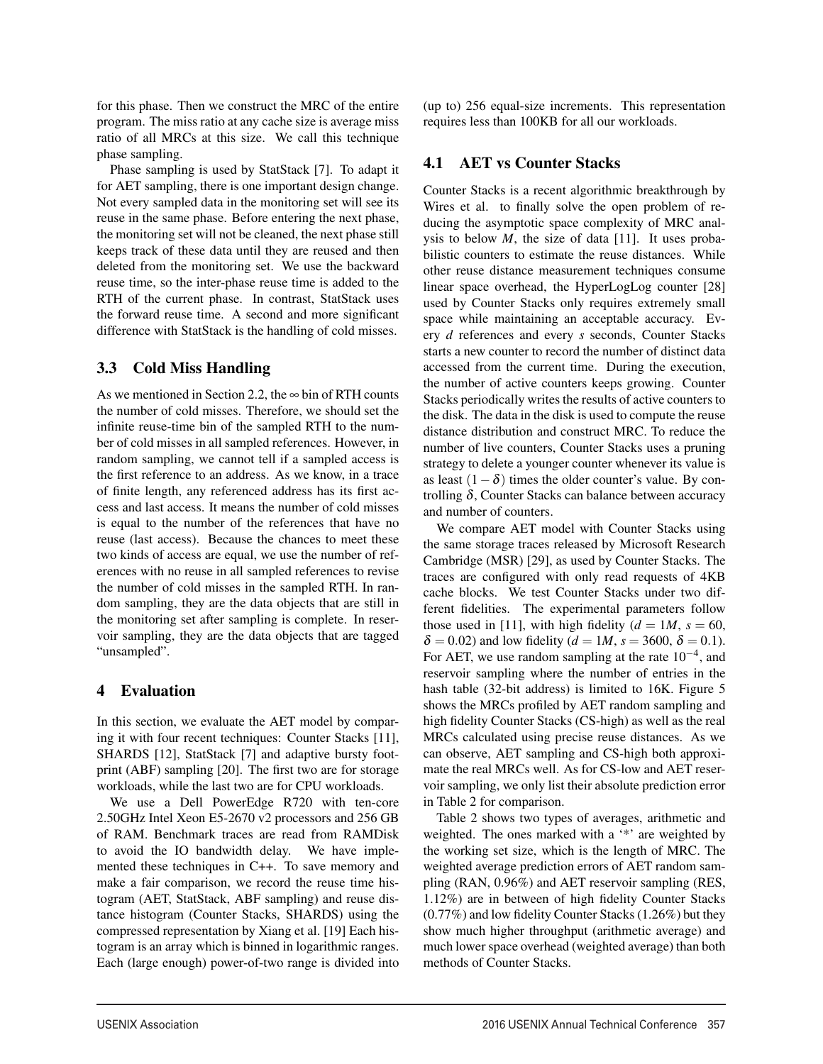for this phase. Then we construct the MRC of the entire program. The miss ratio at any cache size is average miss ratio of all MRCs at this size. We call this technique phase sampling.

Phase sampling is used by StatStack [7]. To adapt it for AET sampling, there is one important design change. Not every sampled data in the monitoring set will see its reuse in the same phase. Before entering the next phase, the monitoring set will not be cleaned, the next phase still keeps track of these data until they are reused and then deleted from the monitoring set. We use the backward reuse time, so the inter-phase reuse time is added to the RTH of the current phase. In contrast, StatStack uses the forward reuse time. A second and more significant difference with StatStack is the handling of cold misses.

### 3.3 Cold Miss Handling

As we mentioned in Section 2.2, the $\infty$ bin of RTH counts the number of cold misses. Therefore, we should set the infinite reuse-time bin of the sampled RTH to the number of cold misses in all sampled references. However, in random sampling, we cannot tell if a sampled access is the first reference to an address. As we know, in a trace of finite length, any referenced address has its first access and last access. It means the number of cold misses is equal to the number of the references that have no reuse (last access). Because the chances to meet these two kinds of access are equal, we use the number of references with no reuse in all sampled references to revise the number of cold misses in the sampled RTH. In random sampling, they are the data objects that are still in the monitoring set after sampling is complete. In reservoir sampling, they are the data objects that are tagged "unsampled".

## 4 Evaluation

In this section, we evaluate the AET model by comparing it with four recent techniques: Counter Stacks [11], SHARDS [12], StatStack [7] and adaptive bursty footprint (ABF) sampling [20]. The first two are for storage workloads, while the last two are for CPU workloads.

We use a Dell PowerEdge R720 with ten-core 2.50GHz Intel Xeon E5-2670 v2 processors and 256 GB of RAM. Benchmark traces are read from RAMDisk to avoid the IO bandwidth delay. We have implemented these techniques in C++. To save memory and make a fair comparison, we record the reuse time histogram (AET, StatStack, ABF sampling) and reuse distance histogram (Counter Stacks, SHARDS) using the compressed representation by Xiang et al. [19] Each histogram is an array which is binned in logarithmic ranges. Each (large enough) power-of-two range is divided into (up to) 256 equal-size increments. This representation requires less than 100KB for all our workloads.

### 4.1 AET vs Counter Stacks

Counter Stacks is a recent algorithmic breakthrough by Wires et al. to finally solve the open problem of reducing the asymptotic space complexity of MRC analysis to below $M$, the size of data [11]. It uses probabilistic counters to estimate the reuse distances. While other reuse distance measurement techniques consume linear space overhead, the HyperLogLog counter [28] used by Counter Stacks only requires extremely small space while maintaining an acceptable accuracy. Every $d$ references and every $s$ seconds, Counter Stacks starts a new counter to record the number of distinct data accessed from the current time. During the execution, the number of active counters keeps growing. Counter Stacks periodically writes the results of active counters to the disk. The data in the disk is used to compute the reuse distance distribution and construct MRC. To reduce the number of live counters, Counter Stacks uses a pruning strategy to delete a younger counter whenever its value is as least $(1-\delta)$ times the older counter's value. By controlling $\delta$, Counter Stacks can balance between accuracy and number of counters.

We compare AET model with Counter Stacks using the same storage traces released by Microsoft Research Cambridge (MSR) [29], as used by Counter Stacks. The traces are configured with only read requests of 4KB cache blocks. We test Counter Stacks under two different fidelities. The experimental parameters follow those used in [11], with high fidelity ($d = 1M$, $s = 60$, $\delta = 0.02$) and low fidelity ($d = 1M$, $s = 3600$, $\delta = 0.1$). For AET, we use random sampling at the rate $10^{-4}$, and reservoir sampling where the number of entries in the hash table (32-bit address) is limited to 16K. Figure 5 shows the MRCs profiled by AET random sampling and high fidelity Counter Stacks (CS-high) as well as the real MRCs calculated using precise reuse distances. As we can observe, AET sampling and CS-high both approximate the real MRCs well. As for CS-low and AET reservoir sampling, we only list their absolute prediction error in Table 2 for comparison.

Table 2 shows two types of averages, arithmetic and weighted. The ones marked with a '*' are weighted by the working set size, which is the length of MRC. The weighted average prediction errors of AET random sampling (RAN, 0.96%) and AET reservoir sampling (RES, 1.12%) are in between of high fidelity Counter Stacks (0.77%) and low fidelity Counter Stacks (1.26%) but they show much higher throughput (arithmetic average) and much lower space overhead (weighted average) than both methods of Counter Stacks.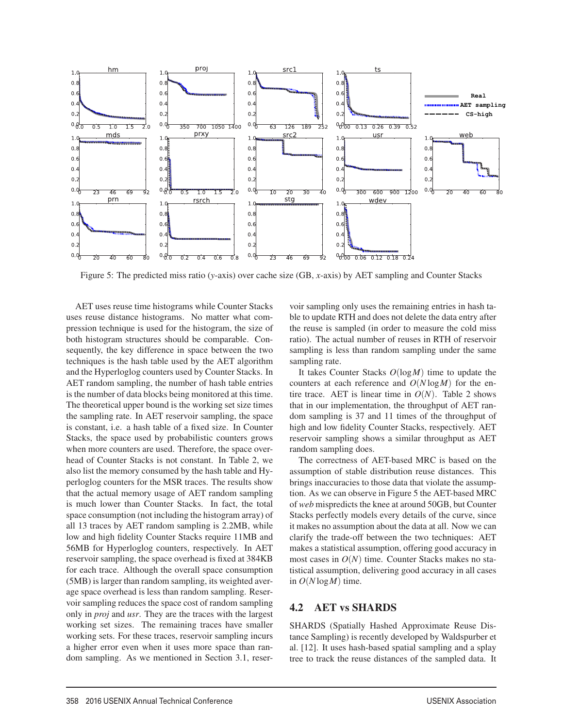Figure 5: The predicted miss ratio ($y$-axis) over cache size (GB, $x$-axis) by AET sampling and Counter Stacks

AET uses reuse time histograms while Counter Stacks uses reuse distance histograms. No matter what compression technique is used for the histogram, the size of both histogram structures should be comparable. Consequently, the key difference in space between the two techniques is the hash table used by the AET algorithm and the Hyperloglog counters used by Counter Stacks. In AET random sampling, the number of hash table entries is the number of data blocks being monitored at this time. The theoretical upper bound is the working set size times the sampling rate. In AET reservoir sampling, the space is constant, i.e. a hash table of a fixed size. In Counter Stacks, the space used by probabilistic counters grows when more counters are used. Therefore, the space overhead of Counter Stacks is not constant. In Table 2, we also list the memory consumed by the hash table and Hyperloglog counters for the MSR traces. The results show that the actual memory usage of AET random sampling is much lower than Counter Stacks. In fact, the total space consumption (not including the histogram array) of all 13 traces by AET random sampling is 2.2MB, while low and high fidelity Counter Stacks require 11MB and 56MB for Hyperloglog counters, respectively. In AET reservoir sampling, the space overhead is fixed at 384KB for each trace. Although the overall space consumption (5MB) is larger than random sampling, its weighted average space overhead is less than random sampling. Reservoir sampling reduces the space cost of random sampling only in *proj* and *usr*. They are the traces with the largest working set sizes. The remaining traces have smaller working sets. For these traces, reservoir sampling incurs a higher error even when it uses more space than random sampling. As we mentioned in Section 3.1, reservoir sampling only uses the remaining entries in hash table to update RTH and does not delete the data entry after the reuse is sampled (in order to measure the cold miss ratio). The actual number of reuses in RTH of reservoir sampling is less than random sampling under the same sampling rate.

It takes Counter Stacks $O(\log M)$ time to update the counters at each reference and $O(N \log M)$ for the entire trace. AET is linear time in $O(N)$. Table 2 shows that in our implementation, the throughput of AET random sampling is 37 and 11 times of the throughput of high and low fidelity Counter Stacks, respectively. AET reservoir sampling shows a similar throughput as AET random sampling does.

The correctness of AET-based MRC is based on the assumption of stable distribution reuse distances. This brings inaccuracies to those data that violate the assumption. As we can observe in Figure 5 the AET-based MRC of *web* mispredicts the knee at around 50GB, but Counter Stacks perfectly models every details of the curve, since it makes no assumption about the data at all. Now we can clarify the trade-off between the two techniques: AET makes a statistical assumption, offering good accuracy in most cases in $O(N)$ time. Counter Stacks makes no statistical assumption, delivering good accuracy in all cases in $O(N \log M)$ time.

## 4.2 AET vs SHARDS

SHARDS (Spatially Hashed Approximate Reuse Distance Sampling) is recently developed by Waldspurber et al. [12]. It uses hash-based spatial sampling and a splay tree to track the reuse distances of the sampled data. It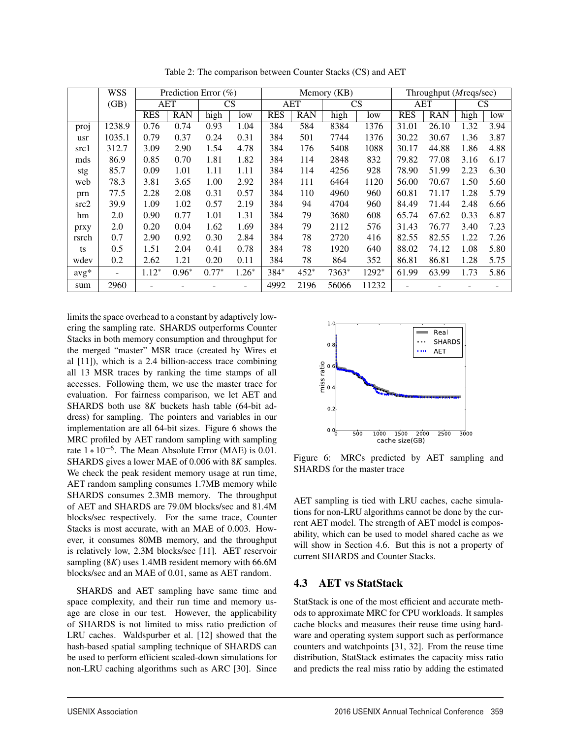Table 2: The comparison between Counter Stacks (CS) and AET

| | WSS (GB) | Prediction Error (%) | | | | Memory (KB) | | | | Throughput (*M*reqs/sec) | | | |
|---|---|---|---|---|---|---|---|---|---|---|---|---|---|
| | | AET | | CS | | AET | | CS | | AET | | CS | |
| | | RES | RAN | high | low | RES | RAN | high | low | RES | RAN | high | low |
| proj | 1238.9 | 0.76 | 0.74 | 0.93 | 1.04 | 384 | 584 | 8384 | 1376 | 31.01 | 26.10 | 1.32 | 3.94 |
| usr | 1035.1 | 0.79 | 0.37 | 0.24 | 0.31 | 384 | 501 | 7744 | 1376 | 30.22 | 30.67 | 1.36 | 3.87 |
| src1 | 312.7 | 3.09 | 2.90 | 1.54 | 4.78 | 384 | 176 | 5408 | 1088 | 30.17 | 44.88 | 1.86 | 4.88 |
| mds | 86.9 | 0.85 | 0.70 | 1.81 | 1.82 | 384 | 114 | 2848 | 832 | 79.82 | 77.08 | 3.16 | 6.17 |
| stg | 85.7 | 0.09 | 1.01 | 1.11 | 1.11 | 384 | 114 | 4256 | 928 | 78.90 | 51.99 | 2.23 | 6.30 |
| web | 78.3 | 3.81 | 3.65 | 1.00 | 2.92 | 384 | 111 | 6464 | 1120 | 56.00 | 70.67 | 1.50 | 5.60 |
| prn | 77.5 | 2.28 | 2.08 | 0.31 | 0.57 | 384 | 110 | 4960 | 960 | 60.81 | 71.17 | 1.28 | 5.79 |
| src2 | 39.9 | 1.09 | 1.02 | 0.57 | 2.19 | 384 | 94 | 4704 | 960 | 84.49 | 71.44 | 2.48 | 6.66 |
| hm | 2.0 | 0.90 | 0.77 | 1.01 | 1.31 | 384 | 79 | 3680 | 608 | 65.74 | 67.62 | 0.33 | 6.87 |
| prxy | 2.0 | 0.20 | 0.04 | 1.62 | 1.69 | 384 | 79 | 2112 | 576 | 31.43 | 76.77 | 3.40 | 7.23 |
| rsrch | 0.7 | 2.90 | 0.92 | 0.30 | 2.84 | 384 | 78 | 2720 | 416 | 82.55 | 82.55 | 1.22 | 7.26 |
| ts | 0.5 | 1.51 | 2.04 | 0.41 | 0.78 | 384 | 78 | 1920 | 640 | 88.02 | 74.12 | 1.08 | 5.80 |
| wdev | 0.2 | 2.62 | 1.21 | 0.20 | 0.11 | 384 | 78 | 864 | 352 | 86.81 | 86.81 | 1.28 | 5.75 |
| avg* | - | 1.12* | 0.96* | 0.77* | 1.26* | 384* | 452* | 7363* | 1292* | 61.99 | 63.99 | 1.73 | 5.86 |
| sum | 2960 | - | - | - | - | 4992 | 2196 | 56066 | 11232 | - | - | - | - |

limits the space overhead to a constant by adaptively lowering the sampling rate. SHARDS outperforms Counter Stacks in both memory consumption and throughput for the merged "master" MSR trace (created by Wires et al [11]), which is a 2.4 billion-access trace combining all 13 MSR traces by ranking the time stamps of all accesses. Following them, we use the master trace for evaluation. For fairness comparison, we let AET and SHARDS both use 8*K* buckets hash table (64-bit address) for sampling. The pointers and variables in our implementation are all 64-bit sizes. Figure 6 shows the MRC profiled by AET random sampling with sampling rate $1*10^{-6}$. The Mean Absolute Error (MAE) is 0.01. SHARDS gives a lower MAE of 0.006 with 8*K* samples. We check the peak resident memory usage at run time, AET random sampling consumes 1.7MB memory while SHARDS consumes 2.3MB memory. The throughput of AET and SHARDS are 79.0M blocks/sec and 81.4M blocks/sec respectively. For the same trace, Counter Stacks is most accurate, with an MAE of 0.003. However, it consumes 80MB memory, and the throughput is relatively low, 2.3M blocks/sec [11]. AET reservoir sampling (8*K*) uses 1.4MB resident memory with 66.6M blocks/sec and an MAE of 0.01, same as AET random.

SHARDS and AET sampling have same time and space complexity, and their run time and memory usage are close in our test. However, the applicability of SHARDS is not limited to miss ratio prediction of LRU caches. Waldspurber et al. [12] showed that the hash-based spatial sampling technique of SHARDS can be used to perform efficient scaled-down simulations for non-LRU caching algorithms such as ARC [30]. Since AET sampling is tied with LRU caches, cache simulations for non-LRU algorithms cannot be done by the current AET model. The strength of AET model is composability, which can be used to model shared cache as we will show in Section 4.6. But this is not a property of current SHARDS and Counter Stacks.

Figure 6: MRCs predicted by AET sampling and SHARDS for the master trace

## 4.3 AET vs StatStack

StatStack is one of the most efficient and accurate methods to approximate MRC for CPU workloads. It samples cache blocks and measures their reuse time using hardware and operating system support such as performance counters and watchpoints [31, 32]. From the reuse time distribution, StatStack estimates the capacity miss ratio and predicts the real miss ratio by adding the estimated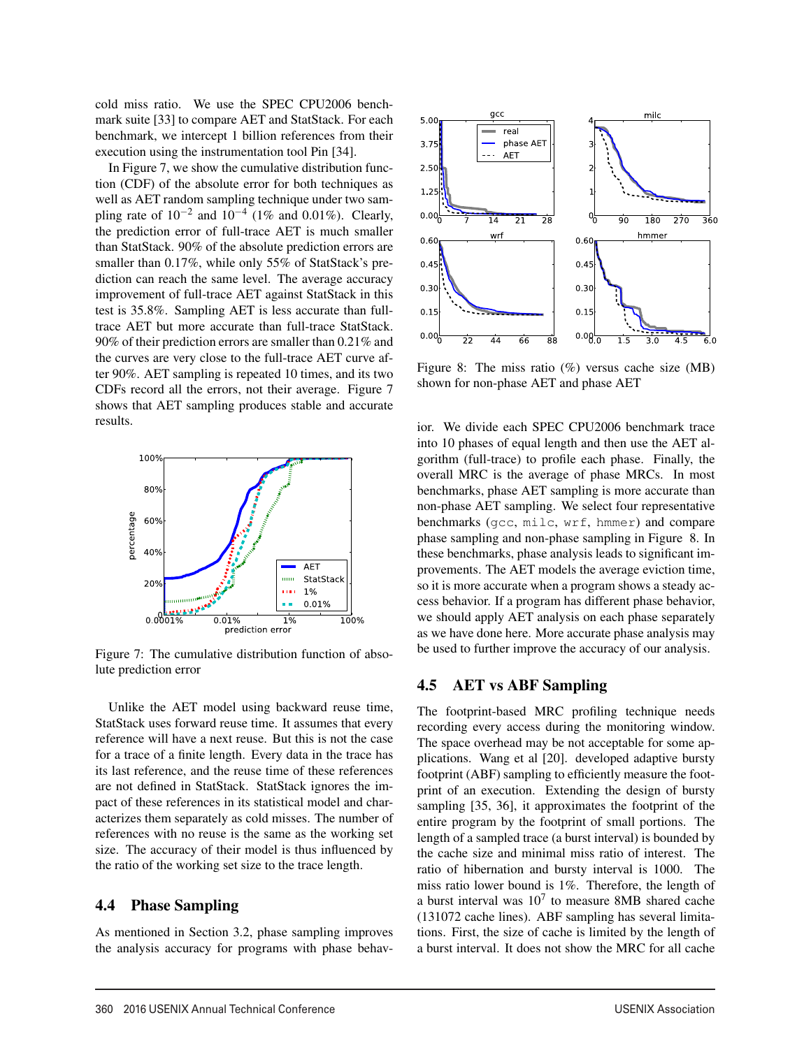cold miss ratio. We use the SPEC CPU2006 benchmark suite [33] to compare AET and StatStack. For each benchmark, we intercept 1 billion references from their execution using the instrumentation tool Pin [34].

In Figure 7, we show the cumulative distribution function (CDF) of the absolute error for both techniques as well as AET random sampling technique under two sampling rate of $10^{-2}$ and $10^{-4}$ (1% and 0.01%). Clearly, the prediction error of full-trace AET is much smaller than StatStack. 90% of the absolute prediction errors are smaller than 0.17%, while only 55% of StatStack's prediction can reach the same level. The average accuracy improvement of full-trace AET against StatStack in this test is 35.8%. Sampling AET is less accurate than full-trace AET but more accurate than full-trace StatStack. 90% of their prediction errors are smaller than 0.21% and the curves are very close to the full-trace AET curve after 90%. AET sampling is repeated 10 times, and its two CDFs record all the errors, not their average. Figure 7 shows that AET sampling produces stable and accurate results.

Figure 7: The cumulative distribution function of absolute prediction error

Unlike the AET model using backward reuse time, StatStack uses forward reuse time. It assumes that every reference will have a next reuse. But this is not the case for a trace of a finite length. Every data in the trace has its last reference, and the reuse time of these references are not defined in StatStack. StatStack ignores the impact of these references in its statistical model and characterizes them separately as cold misses. The number of references with no reuse is the same as the working set size. The accuracy of their model is thus influenced by the ratio of the working set size to the trace length.

## 4.4 Phase Sampling

As mentioned in Section 3.2, phase sampling improves the analysis accuracy for programs with phase behavior. We divide each SPEC CPU2006 benchmark trace into 10 phases of equal length and then use the AET algorithm (full-trace) to profile each phase. Finally, the overall MRC is the average of phase MRCs. In most benchmarks, phase AET sampling is more accurate than non-phase AET sampling. We select four representative benchmarks (`gcc`, `milc`, `wrf`, `hmmer`) and compare phase sampling and non-phase sampling in Figure 8. In these benchmarks, phase analysis leads to significant improvements. The AET models the average eviction time, so it is more accurate when a program shows a steady access behavior. If a program has different phase behavior, we should apply AET analysis on each phase separately as we have done here. More accurate phase analysis may be used to further improve the accuracy of our analysis.

Figure 8: The miss ratio (%) versus cache size (MB) shown for non-phase AET and phase AET

## 4.5 AET vs ABF Sampling

The footprint-based MRC profiling technique needs recording every access during the monitoring window. The space overhead may be not acceptable for some applications. Wang et al [20]. developed adaptive bursty footprint (ABF) sampling to efficiently measure the footprint of an execution. Extending the design of bursty sampling [35, 36], it approximates the footprint of the entire program by the footprint of small portions. The length of a sampled trace (a burst interval) is bounded by the cache size and minimal miss ratio of interest. The ratio of hibernation and bursty interval is 1000. The miss ratio lower bound is 1%. Therefore, the length of a burst interval was $10^7$ to measure 8MB shared cache (131072 cache lines). ABF sampling has several limitations. First, the size of cache is limited by the length of a burst interval. It does not show the MRC for all cache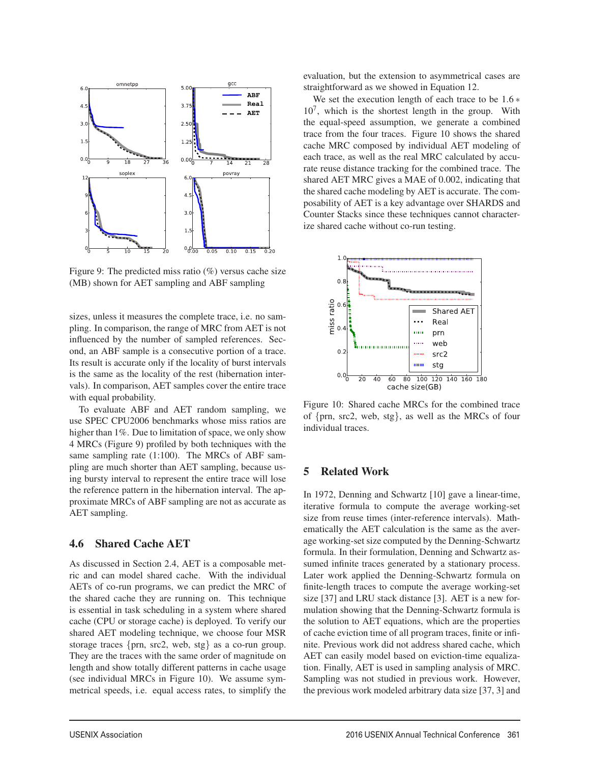Figure 9: The predicted miss ratio (%) versus cache size (MB) shown for AET sampling and ABF sampling

sizes, unless it measures the complete trace, i.e. no sampling. In comparison, the range of MRC from AET is not influenced by the number of sampled references. Second, an ABF sample is a consecutive portion of a trace. Its result is accurate only if the locality of burst intervals is the same as the locality of the rest (hibernation intervals). In comparison, AET samples cover the entire trace with equal probability.

To evaluate ABF and AET random sampling, we use SPEC CPU2006 benchmarks whose miss ratios are higher than 1%. Due to limitation of space, we only show 4 MRCs (Figure 9) profiled by both techniques with the same sampling rate (1:100). The MRCs of ABF sampling are much shorter than AET sampling, because using bursty interval to represent the entire trace will lose the reference pattern in the hibernation interval. The approximate MRCs of ABF sampling are not as accurate as AET sampling.

### 4.6 Shared Cache AET

As discussed in Section 2.4, AET is a composable metric and can model shared cache. With the individual AETs of co-run programs, we can predict the MRC of the shared cache they are running on. This technique is essential in task scheduling in a system where shared cache (CPU or storage cache) is deployed. To verify our shared AET modeling technique, we choose four MSR storage traces {prn, src2, web, stg} as a co-run group. They are the traces with the same order of magnitude on length and show totally different patterns in cache usage (see individual MRCs in Figure 10). We assume symmetrical speeds, i.e. equal access rates, to simplify the evaluation, but the extension to asymmetrical cases are straightforward as we showed in Equation 12.

We set the execution length of each trace to be $1.6 * 10^7$, which is the shortest length in the group. With the equal-speed assumption, we generate a combined trace from the four traces. Figure 10 shows the shared cache MRC composed by individual AET modeling of each trace, as well as the real MRC calculated by accurate reuse distance tracking for the combined trace. The shared AET MRC gives a MAE of 0.002, indicating that the shared cache modeling by AET is accurate. The composability of AET is a key advantage over SHARDS and Counter Stacks since these techniques cannot characterize shared cache without co-run testing.

Figure 10: Shared cache MRCs for the combined trace of {prn, src2, web, stg}, as well as the MRCs of four individual traces.

## 5 Related Work

In 1972, Denning and Schwartz [10] gave a linear-time, iterative formula to compute the average working-set size from reuse times (inter-reference intervals). Mathematically the AET calculation is the same as the average working-set size computed by the Denning-Schwartz formula. In their formulation, Denning and Schwartz assumed infinite traces generated by a stationary process. Later work applied the Denning-Schwartz formula on finite-length traces to compute the average working-set size [37] and LRU stack distance [3]. AET is a new formulation showing that the Denning-Schwartz formula is the solution to AET equations, which are the properties of cache eviction time of all program traces, finite or infinite. Previous work did not address shared cache, which AET can easily model based on eviction-time equalization. Finally, AET is used in sampling analysis of MRC. Sampling was not studied in previous work. However, the previous work modeled arbitrary data size [37, 3] and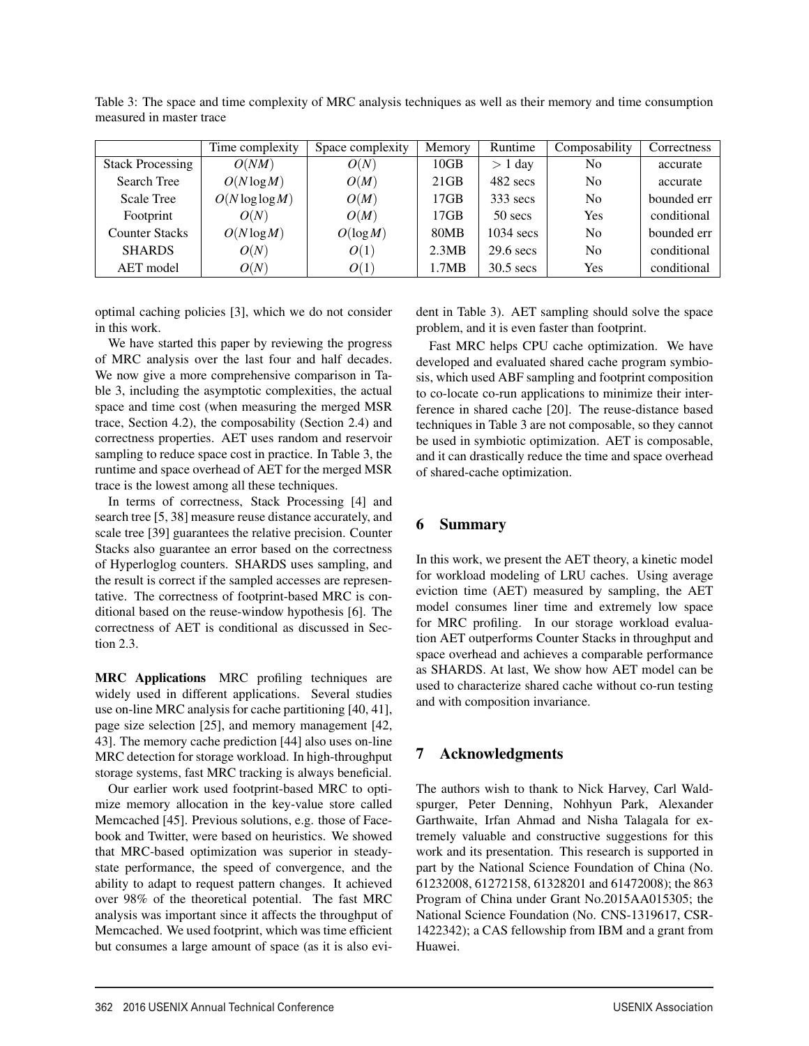Table 3: The space and time complexity of MRC analysis techniques as well as their memory and time consumption measured in master trace

| | Time complexity | Space complexity | Memory | Runtime | Composability | Correctness |
|---|---|---|---|---|---|---|
| Stack Processing | $O(NM)$ | $O(N)$ | 10GB | $> 1$ day | No | accurate |
| Search Tree | $O(N \log M)$ | $O(M)$ | 21GB | 482 secs | No | accurate |
| Scale Tree | $O(N \log \log M)$ | $O(M)$ | 17GB | 333 secs | No | bounded err |
| Footprint | $O(N)$ | $O(M)$ | 17GB | 50 secs | Yes | conditional |
| Counter Stacks | $O(N \log M)$ | $O(\log M)$ | 80MB | 1034 secs | No | bounded err |
| SHARDS | $O(N)$ | $O(1)$ | 2.3MB | 29.6 secs | No | conditional |
| AET model | $O(N)$ | $O(1)$ | 1.7MB | 30.5 secs | Yes | conditional |

optimal caching policies [3], which we do not consider in this work.

We have started this paper by reviewing the progress of MRC analysis over the last four and half decades. We now give a more comprehensive comparison in Table 3, including the asymptotic complexities, the actual space and time cost (when measuring the merged MSR trace, Section 4.2), the composability (Section 2.4) and correctness properties. AET uses random and reservoir sampling to reduce space cost in practice. In Table 3, the runtime and space overhead of AET for the merged MSR trace is the lowest among all these techniques.

In terms of correctness, Stack Processing [4] and search tree [5, 38] measure reuse distance accurately, and scale tree [39] guarantees the relative precision. Counter Stacks also guarantee an error based on the correctness of Hyperloglog counters. SHARDS uses sampling, and the result is correct if the sampled accesses are representative. The correctness of footprint-based MRC is conditional based on the reuse-window hypothesis [6]. The correctness of AET is conditional as discussed in Section 2.3.

**MRC Applications** MRC profiling techniques are widely used in different applications. Several studies use on-line MRC analysis for cache partitioning [40, 41], page size selection [25], and memory management [42, 43]. The memory cache prediction [44] also uses on-line MRC detection for storage workload. In high-throughput storage systems, fast MRC tracking is always beneficial.

Our earlier work used footprint-based MRC to optimize memory allocation in the key-value store called Memcached [45]. Previous solutions, e.g. those of Facebook and Twitter, were based on heuristics. We showed that MRC-based optimization was superior in steady-state performance, the speed of convergence, and the ability to adapt to request pattern changes. It achieved over 98% of the theoretical potential. The fast MRC analysis was important since it affects the throughput of Memcached. We used footprint, which was time efficient but consumes a large amount of space (as it is also evident in Table 3). AET sampling should solve the space problem, and it is even faster than footprint.

Fast MRC helps CPU cache optimization. We have developed and evaluated shared cache program symbiosis, which used ABF sampling and footprint composition to co-locate co-run applications to minimize their interference in shared cache [20]. The reuse-distance based techniques in Table 3 are not composable, so they cannot be used in symbiotic optimization. AET is composable, and it can drastically reduce the time and space overhead of shared-cache optimization.

## 6 Summary

In this work, we present the AET theory, a kinetic model for workload modeling of LRU caches. Using average eviction time (AET) measured by sampling, the AET model consumes liner time and extremely low space for MRC profiling. In our storage workload evaluation AET outperforms Counter Stacks in throughput and space overhead and achieves a comparable performance as SHARDS. At last, We show how AET model can be used to characterize shared cache without co-run testing and with composition invariance.

## 7 Acknowledgments

The authors wish to thank to Nick Harvey, Carl Waldspurger, Peter Denning, Nohhyun Park, Alexander Garthwaite, Irfan Ahmad and Nisha Talagala for extremely valuable and constructive suggestions for this work and its presentation. This research is supported in part by the National Science Foundation of China (No. 61232008, 61272158, 61328201 and 61472008); the 863 Program of China under Grant No.2015AA015305; the National Science Foundation (No. CNS-1319617, CSR-1422342); a CAS fellowship from IBM and a grant from Huawei.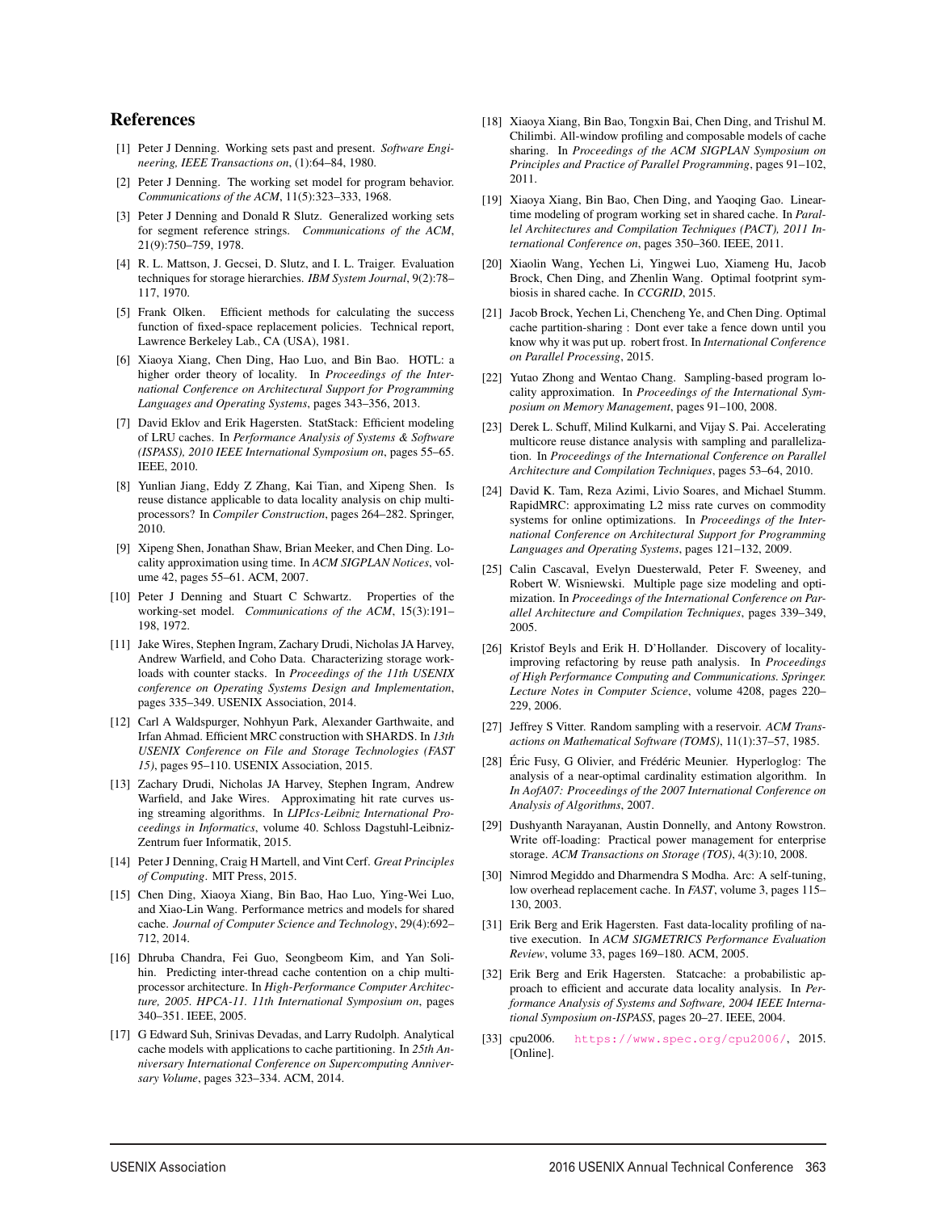## References

[1] Peter J Denning. Working sets past and present. *Software Engineering, IEEE Transactions on*, (1):64–84, 1980.

[2] Peter J Denning. The working set model for program behavior. *Communications of the ACM*, 11(5):323–333, 1968.

[3] Peter J Denning and Donald R Slutz. Generalized working sets for segment reference strings. *Communications of the ACM*, 21(9):750–759, 1978.

[4] R. L. Mattson, J. Gecsei, D. Slutz, and I. L. Traiger. Evaluation techniques for storage hierarchies. *IBM System Journal*, 9(2):78–117, 1970.

[5] Frank Olken. Efficient methods for calculating the success function of fixed-space replacement policies. Technical report, Lawrence Berkeley Lab., CA (USA), 1981.

[6] Xiaoya Xiang, Chen Ding, Hao Luo, and Bin Bao. HOTL: a higher order theory of locality. In *Proceedings of the International Conference on Architectural Support for Programming Languages and Operating Systems*, pages 343–356, 2013.

[7] David Eklov and Erik Hagersten. StatStack: Efficient modeling of LRU caches. In *Performance Analysis of Systems & Software (ISPASS), 2010 IEEE International Symposium on*, pages 55–65. IEEE, 2010.

[8] Yunlian Jiang, Eddy Z Zhang, Kai Tian, and Xipeng Shen. Is reuse distance applicable to data locality analysis on chip multiprocessors? In *Compiler Construction*, pages 264–282. Springer, 2010.

[9] Xipeng Shen, Jonathan Shaw, Brian Meeker, and Chen Ding. Locality approximation using time. In *ACM SIGPLAN Notices*, volume 42, pages 55–61. ACM, 2007.

[10] Peter J Denning and Stuart C Schwartz. Properties of the working-set model. *Communications of the ACM*, 15(3):191–198, 1972.

[11] Jake Wires, Stephen Ingram, Zachary Drudi, Nicholas JA Harvey, Andrew Warfield, and Coho Data. Characterizing storage workloads with counter stacks. In *Proceedings of the 11th USENIX conference on Operating Systems Design and Implementation*, pages 335–349. USENIX Association, 2014.

[12] Carl A Waldspurger, Nohhyun Park, Alexander Garthwaite, and Irfan Ahmad. Efficient MRC construction with SHARDS. In *13th USENIX Conference on File and Storage Technologies (FAST 15)*, pages 95–110. USENIX Association, 2015.

[13] Zachary Drudi, Nicholas JA Harvey, Stephen Ingram, Andrew Warfield, and Jake Wires. Approximating hit rate curves using streaming algorithms. In *LIPIcs-Leibniz International Proceedings in Informatics*, volume 40. Schloss Dagstuhl-Leibniz-Zentrum fuer Informatik, 2015.

[14] Peter J Denning, Craig H Martell, and Vint Cerf. *Great Principles of Computing*. MIT Press, 2015.

[15] Chen Ding, Xiaoya Xiang, Bin Bao, Hao Luo, Ying-Wei Luo, and Xiao-Lin Wang. Performance metrics and models for shared cache. *Journal of Computer Science and Technology*, 29(4):692–712, 2014.

[16] Dhruba Chandra, Fei Guo, Seongbeom Kim, and Yan Solihin. Predicting inter-thread cache contention on a chip multiprocessor architecture. In *High-Performance Computer Architecture, 2005. HPCA-11. 11th International Symposium on*, pages 340–351. IEEE, 2005.

[17] G Edward Suh, Srinivas Devadas, and Larry Rudolph. Analytical cache models with applications to cache partitioning. In *25th Anniversary International Conference on Supercomputing Anniversary Volume*, pages 323–334. ACM, 2014.

[18] Xiaoya Xiang, Bin Bao, Tongxin Bai, Chen Ding, and Trishul M. Chilimbi. All-window profiling and composable models of cache sharing. In *Proceedings of the ACM SIGPLAN Symposium on Principles and Practice of Parallel Programming*, pages 91–102, 2011.

[19] Xiaoya Xiang, Bin Bao, Chen Ding, and Yaoqing Gao. Linear-time modeling of program working set in shared cache. In *Parallel Architectures and Compilation Techniques (PACT), 2011 International Conference on*, pages 350–360. IEEE, 2011.

[20] Xiaolin Wang, Yechen Li, Yingwei Luo, Xiameng Hu, Jacob Brock, Chen Ding, and Zhenlin Wang. Optimal footprint symbiosis in shared cache. In *CCGRID*, 2015.

[21] Jacob Brock, Yechen Li, Chencheng Ye, and Chen Ding. Optimal cache partition-sharing : Dont ever take a fence down until you know why it was put up. robert frost. In *International Conference on Parallel Processing*, 2015.

[22] Yutao Zhong and Wentao Chang. Sampling-based program locality approximation. In *Proceedings of the International Symposium on Memory Management*, pages 91–100, 2008.

[23] Derek L. Schuff, Milind Kulkarni, and Vijay S. Pai. Accelerating multicore reuse distance analysis with sampling and parallelization. In *Proceedings of the International Conference on Parallel Architecture and Compilation Techniques*, pages 53–64, 2010.

[24] David K. Tam, Reza Azimi, Livio Soares, and Michael Stumm. RapidMRC: approximating L2 miss rate curves on commodity systems for online optimizations. In *Proceedings of the International Conference on Architectural Support for Programming Languages and Operating Systems*, pages 121–132, 2009.

[25] Calin Cascaval, Evelyn Duesterwald, Peter F. Sweeney, and Robert W. Wisniewski. Multiple page size modeling and optimization. In *Proceedings of the International Conference on Parallel Architecture and Compilation Techniques*, pages 339–349, 2005.

[26] Kristof Beyls and Erik H. D'Hollander. Discovery of locality-improving refactoring by reuse path analysis. In *Proceedings of High Performance Computing and Communications. Springer. Lecture Notes in Computer Science*, volume 4208, pages 220–229, 2006.

[27] Jeffrey S Vitter. Random sampling with a reservoir. *ACM Transactions on Mathematical Software (TOMS)*, 11(1):37–57, 1985.

[28] Éric Fusy, G Olivier, and Frédéric Meunier. Hyperloglog: The analysis of a near-optimal cardinality estimation algorithm. In *In AofA07: Proceedings of the 2007 International Conference on Analysis of Algorithms*, 2007.

[29] Dushyanth Narayanan, Austin Donnelly, and Antony Rowstron. Write off-loading: Practical power management for enterprise storage. *ACM Transactions on Storage (TOS)*, 4(3):10, 2008.

[30] Nimrod Megiddo and Dharmendra S Modha. Arc: A self-tuning, low overhead replacement cache. In *FAST*, volume 3, pages 115–130, 2003.

[31] Erik Berg and Erik Hagersten. Fast data-locality profiling of native execution. In *ACM SIGMETRICS Performance Evaluation Review*, volume 33, pages 169–180. ACM, 2005.

[32] Erik Berg and Erik Hagersten. Statcache: a probabilistic approach to efficient and accurate data locality analysis. In *Performance Analysis of Systems and Software, 2004 IEEE International Symposium on-ISPASS*, pages 20–27. IEEE, 2004.

[33] cpu2006. https://www.spec.org/cpu2006/, 2015. [Online].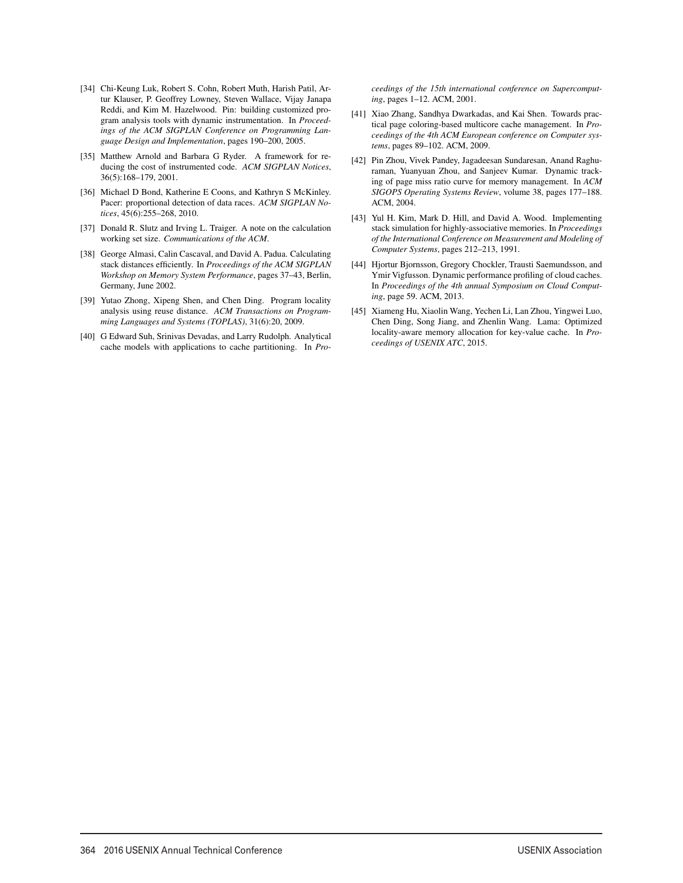[34] Chi-Keung Luk, Robert S. Cohn, Robert Muth, Harish Patil, Artur Klauser, P. Geoffrey Lowney, Steven Wallace, Vijay Janapa Reddi, and Kim M. Hazelwood. Pin: building customized program analysis tools with dynamic instrumentation. In *Proceedings of the ACM SIGPLAN Conference on Programming Language Design and Implementation*, pages 190–200, 2005.

[35] Matthew Arnold and Barbara G Ryder. A framework for reducing the cost of instrumented code. *ACM SIGPLAN Notices*, 36(5):168–179, 2001.

[36] Michael D Bond, Katherine E Coons, and Kathryn S McKinley. Pacer: proportional detection of data races. *ACM SIGPLAN Notices*, 45(6):255–268, 2010.

[37] Donald R. Slutz and Irving L. Traiger. A note on the calculation working set size. *Communications of the ACM*.

[38] George Almasi, Calin Cascaval, and David A. Padua. Calculating stack distances efficiently. In *Proceedings of the ACM SIGPLAN Workshop on Memory System Performance*, pages 37–43, Berlin, Germany, June 2002.

[39] Yutao Zhong, Xipeng Shen, and Chen Ding. Program locality analysis using reuse distance. *ACM Transactions on Programming Languages and Systems (TOPLAS)*, 31(6):20, 2009.

[40] G Edward Suh, Srinivas Devadas, and Larry Rudolph. Analytical cache models with applications to cache partitioning. In *Proceedings of the 15th international conference on Supercomputing*, pages 1–12. ACM, 2001.

[41] Xiao Zhang, Sandhya Dwarkadas, and Kai Shen. Towards practical page coloring-based multicore cache management. In *Proceedings of the 4th ACM European conference on Computer systems*, pages 89–102. ACM, 2009.

[42] Pin Zhou, Vivek Pandey, Jagadeesan Sundaresan, Anand Raghuraman, Yuanyuan Zhou, and Sanjeev Kumar. Dynamic tracking of page miss ratio curve for memory management. In *ACM SIGOPS Operating Systems Review*, volume 38, pages 177–188. ACM, 2004.

[43] Yul H. Kim, Mark D. Hill, and David A. Wood. Implementing stack simulation for highly-associative memories. In *Proceedings of the International Conference on Measurement and Modeling of Computer Systems*, pages 212–213, 1991.

[44] Hjortur Bjornsson, Gregory Chockler, Trausti Saemundsson, and Ymir Vigfusson. Dynamic performance profiling of cloud caches. In *Proceedings of the 4th annual Symposium on Cloud Computing*, page 59. ACM, 2013.

[45] Xiameng Hu, Xiaolin Wang, Yechen Li, Lan Zhou, Yingwei Luo, Chen Ding, Song Jiang, and Zhenlin Wang. Lama: Optimized locality-aware memory allocation for key-value cache. In *Proceedings of USENIX ATC*, 2015.